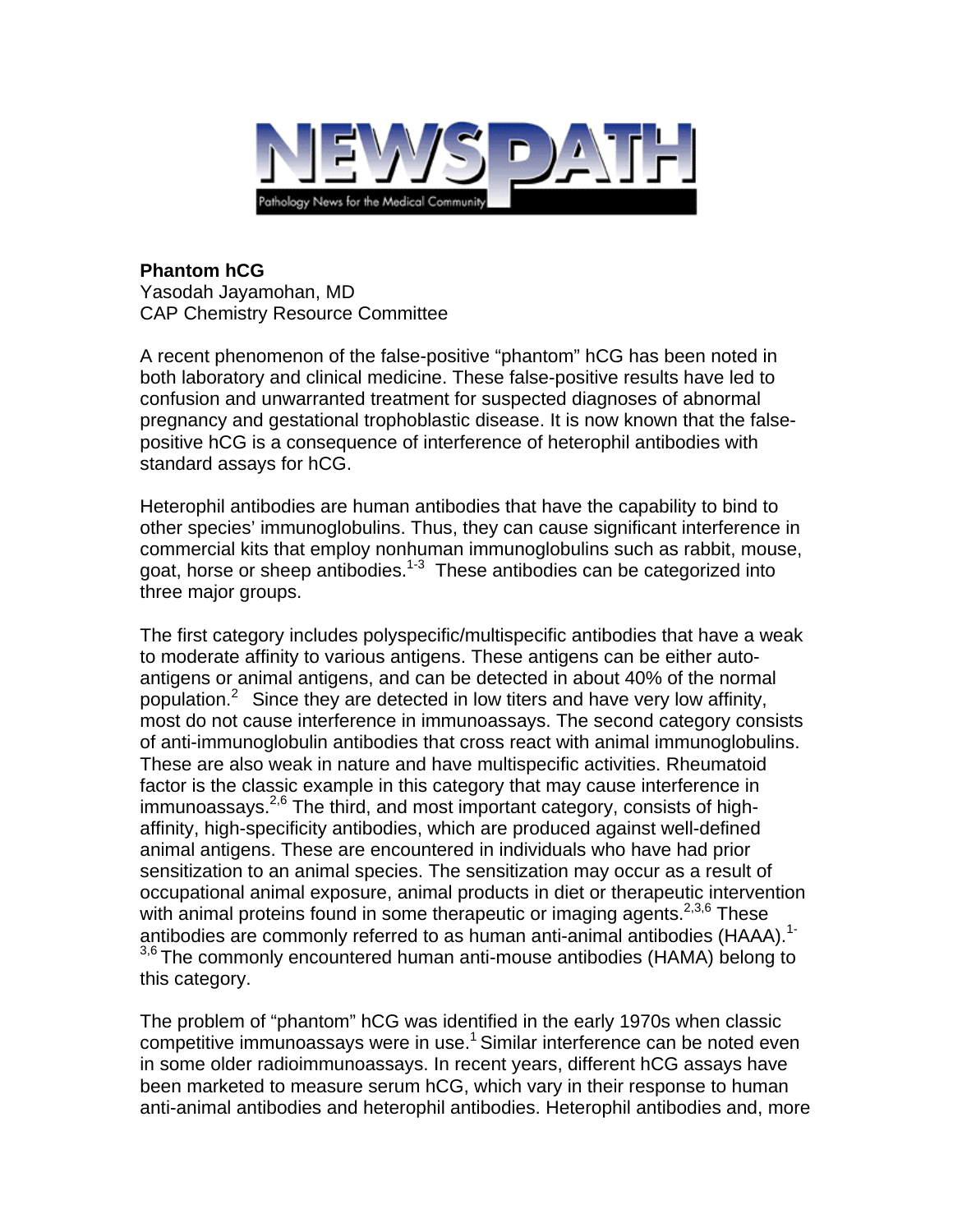NEWSPATH

Pathology News for the Medical Community

**Phantom hCG**
Yasodah Jayamohan, MD
CAP Chemistry Resource Committee

A recent phenomenon of the false-positive "phantom" hCG has been noted in both laboratory and clinical medicine. These false-positive results have led to confusion and unwarranted treatment for suspected diagnoses of abnormal pregnancy and gestational trophoblastic disease. It is now known that the false-positive hCG is a consequence of interference of heterophil antibodies with standard assays for hCG.

Heterophil antibodies are human antibodies that have the capability to bind to other species' immunoglobulins. Thus, they can cause significant interference in commercial kits that employ nonhuman immunoglobulins such as rabbit, mouse, goat, horse or sheep antibodies.[1-3] These antibodies can be categorized into three major groups.

The first category includes polyspecific/multispecific antibodies that have a weak to moderate affinity to various antigens. These antigens can be either auto-antigens or animal antigens, and can be detected in about 40% of the normal population.[2] Since they are detected in low titers and have very low affinity, most do not cause interference in immunoassays. The second category consists of anti-immunoglobulin antibodies that cross react with animal immunoglobulins. These are also weak in nature and have multispecific activities. Rheumatoid factor is the classic example in this category that may cause interference in immunoassays.[2,6] The third, and most important category, consists of high-affinity, high-specificity antibodies, which are produced against well-defined animal antigens. These are encountered in individuals who have had prior sensitization to an animal species. The sensitization may occur as a result of occupational animal exposure, animal products in diet or therapeutic intervention with animal proteins found in some therapeutic or imaging agents.[2,3,6] These antibodies are commonly referred to as human anti-animal antibodies (HAAA).[1-3,6] The commonly encountered human anti-mouse antibodies (HAMA) belong to this category.

The problem of "phantom" hCG was identified in the early 1970s when classic competitive immunoassays were in use.[1] Similar interference can be noted even in some older radioimmunoassays. In recent years, different hCG assays have been marketed to measure serum hCG, which vary in their response to human anti-animal antibodies and heterophil antibodies. Heterophil antibodies and, more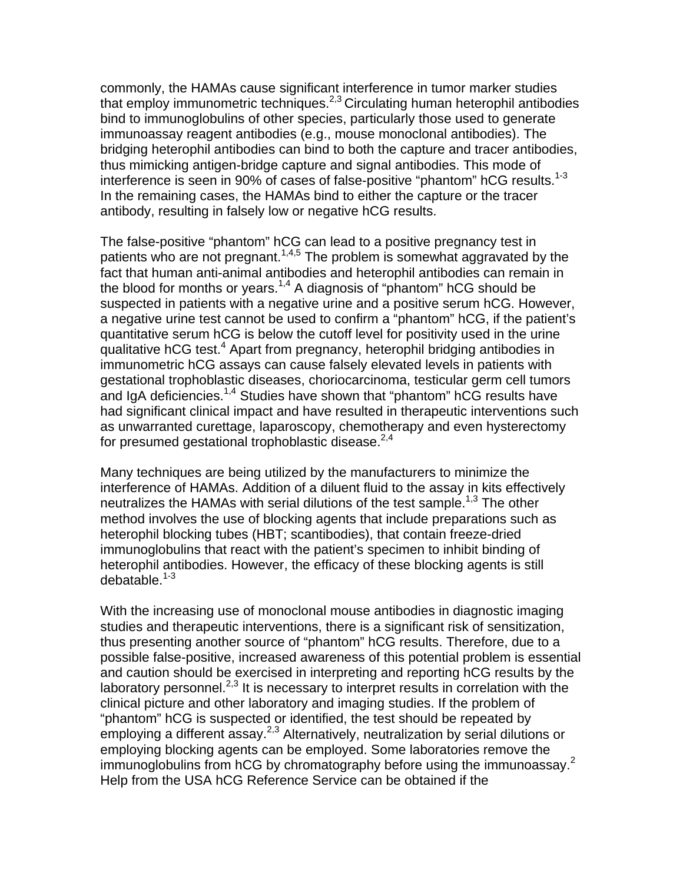commonly, the HAMAs cause significant interference in tumor marker studies that employ immunometric techniques.[2,3] Circulating human heterophil antibodies bind to immunoglobulins of other species, particularly those used to generate immunoassay reagent antibodies (e.g., mouse monoclonal antibodies). The bridging heterophil antibodies can bind to both the capture and tracer antibodies, thus mimicking antigen-bridge capture and signal antibodies. This mode of interference is seen in 90% of cases of false-positive "phantom" hCG results.[1-3] In the remaining cases, the HAMAs bind to either the capture or the tracer antibody, resulting in falsely low or negative hCG results.

The false-positive "phantom" hCG can lead to a positive pregnancy test in patients who are not pregnant.[1,4,5] The problem is somewhat aggravated by the fact that human anti-animal antibodies and heterophil antibodies can remain in the blood for months or years.[1,4] A diagnosis of "phantom" hCG should be suspected in patients with a negative urine and a positive serum hCG. However, a negative urine test cannot be used to confirm a "phantom" hCG, if the patient's quantitative serum hCG is below the cutoff level for positivity used in the urine qualitative hCG test.[4] Apart from pregnancy, heterophil bridging antibodies in immunometric hCG assays can cause falsely elevated levels in patients with gestational trophoblastic diseases, choriocarcinoma, testicular germ cell tumors and IgA deficiencies.[1,4] Studies have shown that "phantom" hCG results have had significant clinical impact and have resulted in therapeutic interventions such as unwarranted curettage, laparoscopy, chemotherapy and even hysterectomy for presumed gestational trophoblastic disease.[2,4]

Many techniques are being utilized by the manufacturers to minimize the interference of HAMAs. Addition of a diluent fluid to the assay in kits effectively neutralizes the HAMAs with serial dilutions of the test sample.[1,3] The other method involves the use of blocking agents that include preparations such as heterophil blocking tubes (HBT; scantibodies), that contain freeze-dried immunoglobulins that react with the patient's specimen to inhibit binding of heterophil antibodies. However, the efficacy of these blocking agents is still debatable.[1-3]

With the increasing use of monoclonal mouse antibodies in diagnostic imaging studies and therapeutic interventions, there is a significant risk of sensitization, thus presenting another source of "phantom" hCG results. Therefore, due to a possible false-positive, increased awareness of this potential problem is essential and caution should be exercised in interpreting and reporting hCG results by the laboratory personnel.[2,3] It is necessary to interpret results in correlation with the clinical picture and other laboratory and imaging studies. If the problem of "phantom" hCG is suspected or identified, the test should be repeated by employing a different assay.[2,3] Alternatively, neutralization by serial dilutions or employing blocking agents can be employed. Some laboratories remove the immunoglobulins from hCG by chromatography before using the immunoassay.[2] Help from the USA hCG Reference Service can be obtained if the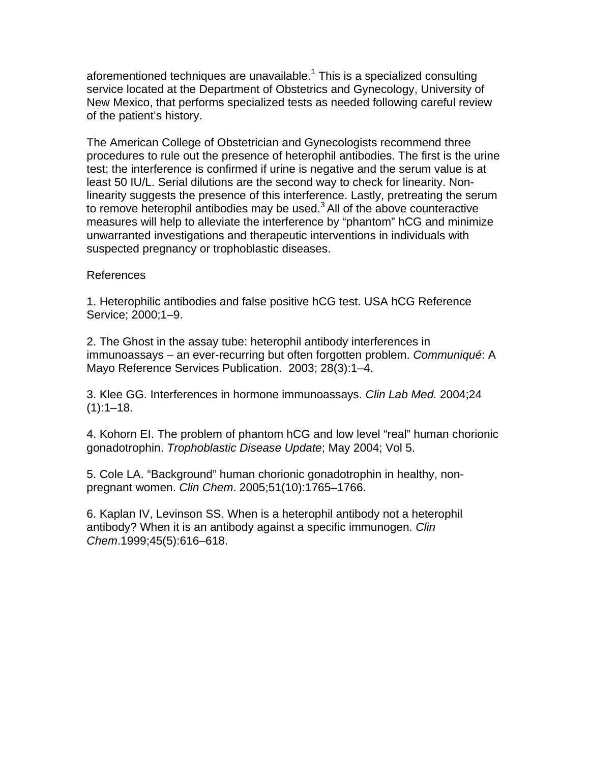aforementioned techniques are unavailable.[1] This is a specialized consulting service located at the Department of Obstetrics and Gynecology, University of New Mexico, that performs specialized tests as needed following careful review of the patient's history.

The American College of Obstetrician and Gynecologists recommend three procedures to rule out the presence of heterophil antibodies. The first is the urine test; the interference is confirmed if urine is negative and the serum value is at least 50 IU/L. Serial dilutions are the second way to check for linearity. Non-linearity suggests the presence of this interference. Lastly, pretreating the serum to remove heterophil antibodies may be used.[3] All of the above counteractive measures will help to alleviate the interference by "phantom" hCG and minimize unwarranted investigations and therapeutic interventions in individuals with suspected pregnancy or trophoblastic diseases.

References

1. Heterophilic antibodies and false positive hCG test. USA hCG Reference Service; 2000;1–9.

2. The Ghost in the assay tube: heterophil antibody interferences in immunoassays – an ever-recurring but often forgotten problem. *Communiqué*: A Mayo Reference Services Publication. 2003; 28(3):1–4.

3. Klee GG. Interferences in hormone immunoassays. *Clin Lab Med.* 2004;24 (1):1–18.

4. Kohorn EI. The problem of phantom hCG and low level "real" human chorionic gonadotrophin. *Trophoblastic Disease Update*; May 2004; Vol 5.

5. Cole LA. "Background" human chorionic gonadotrophin in healthy, non-pregnant women. *Clin Chem*. 2005;51(10):1765–1766.

6. Kaplan IV, Levinson SS. When is a heterophil antibody not a heterophil antibody? When it is an antibody against a specific immunogen. *Clin Chem*.1999;45(5):616–618.